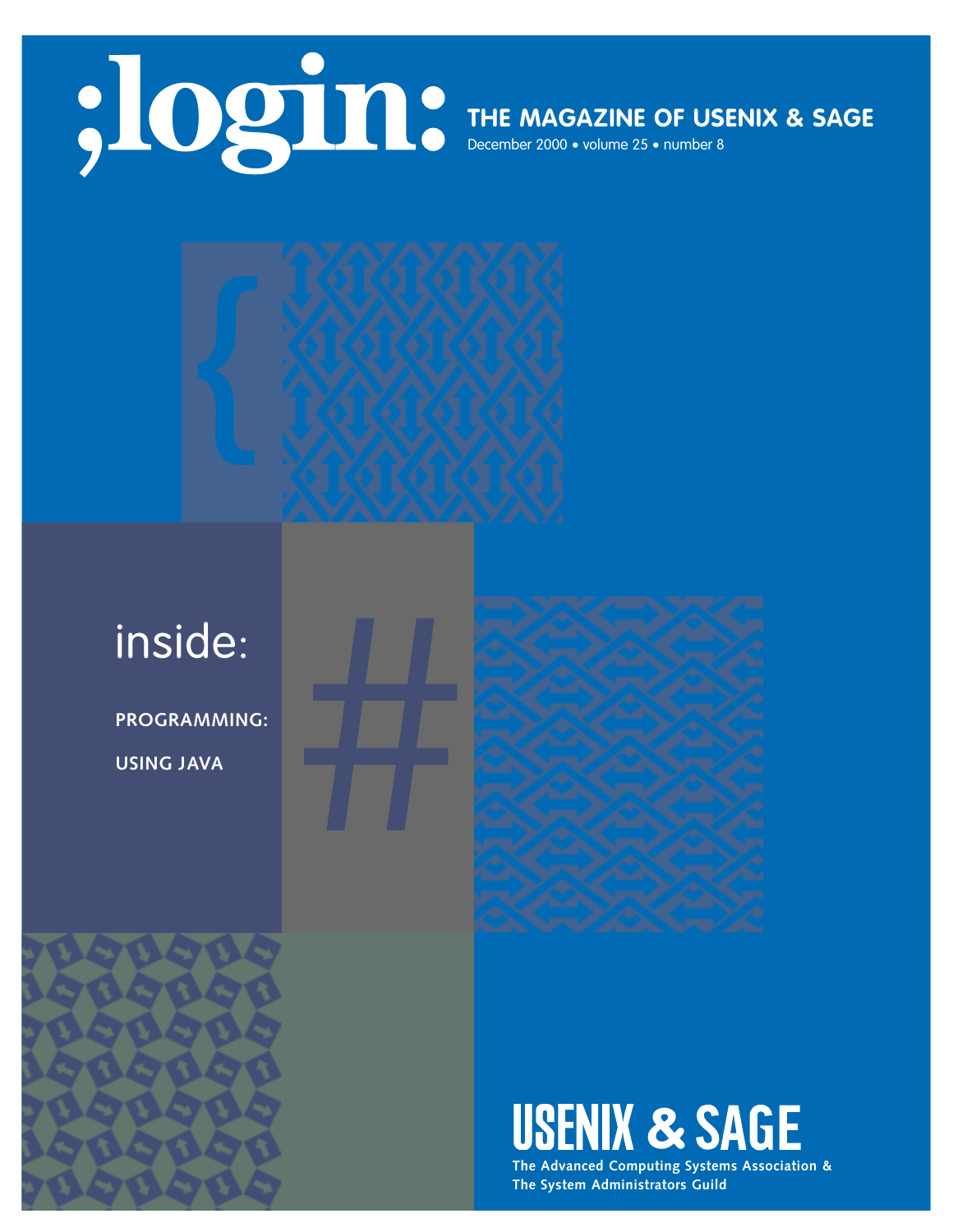# ;login:

**THE MAGAZINE OF USENIX & SAGE**

December 2000 • volume 25 • number 8

inside:

**PROGRAMMING:**

**USING JAVA**

**USENIX & SAGE**

**The Advanced Computing Systems Association & The System Administrators Guild**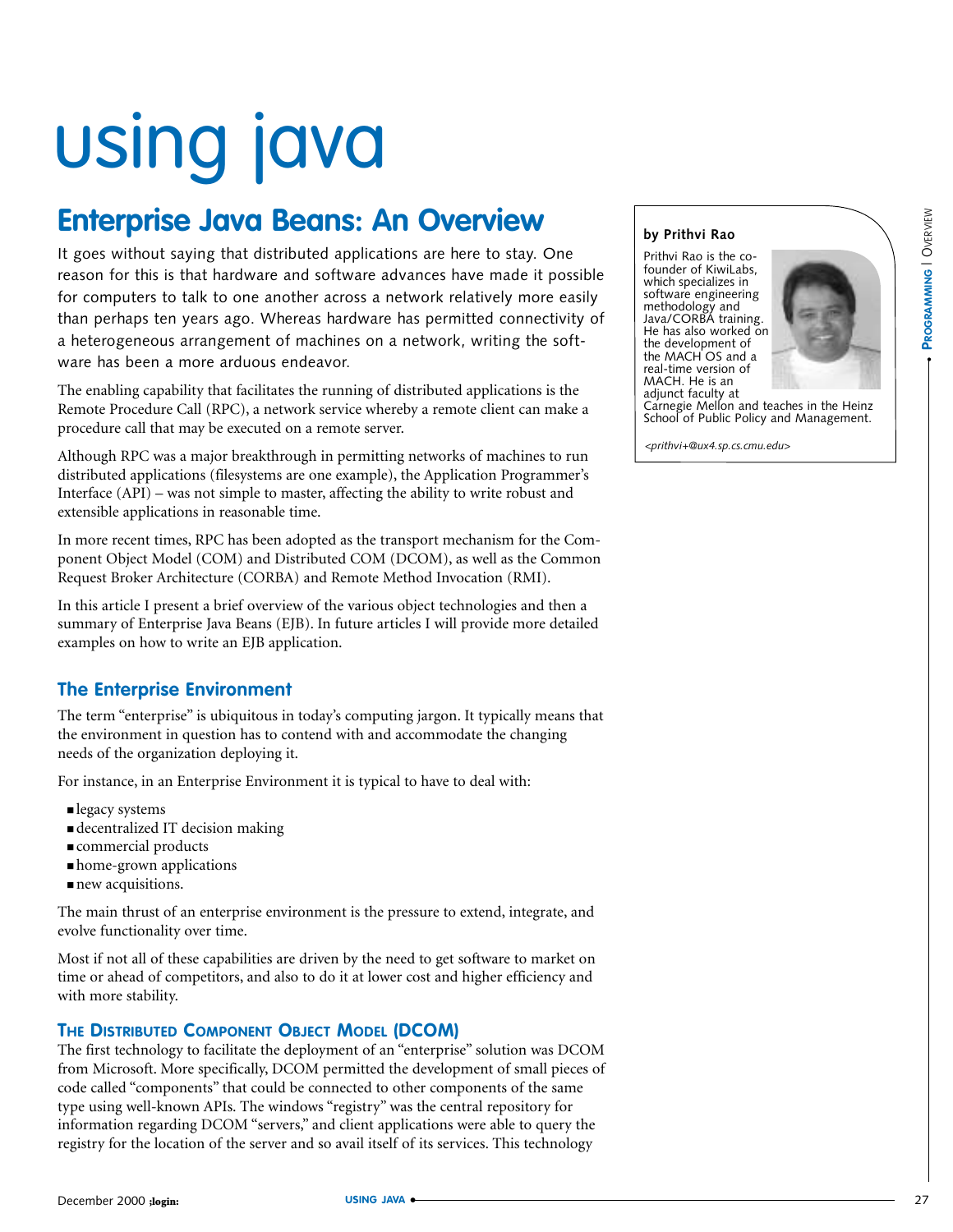# using java

## Enterprise Java Beans: An Overview

It goes without saying that distributed applications are here to stay. One reason for this is that hardware and software advances have made it possible for computers to talk to one another across a network relatively more easily than perhaps ten years ago. Whereas hardware has permitted connectivity of a heterogeneous arrangement of machines on a network, writing the software has been a more arduous endeavor.

**by Prithvi Rao**

Prithvi Rao is the co-founder of KiwiLabs, which specializes in software engineering methodology and Java/CORBA training. He has also worked on the development of the MACH OS and a real-time version of MACH. He is an adjunct faculty at Carnegie Mellon and teaches in the Heinz School of Public Policy and Management.

*<prithvi+@ux4.sp.cs.cmu.edu>*

The enabling capability that facilitates the running of distributed applications is the Remote Procedure Call (RPC), a network service whereby a remote client can make a procedure call that may be executed on a remote server.

Although RPC was a major breakthrough in permitting networks of machines to run distributed applications (filesystems are one example), the Application Programmer's Interface (API) – was not simple to master, affecting the ability to write robust and extensible applications in reasonable time.

In more recent times, RPC has been adopted as the transport mechanism for the Component Object Model (COM) and Distributed COM (DCOM), as well as the Common Request Broker Architecture (CORBA) and Remote Method Invocation (RMI).

In this article I present a brief overview of the various object technologies and then a summary of Enterprise Java Beans (EJB). In future articles I will provide more detailed examples on how to write an EJB application.

### The Enterprise Environment

The term "enterprise" is ubiquitous in today's computing jargon. It typically means that the environment in question has to contend with and accommodate the changing needs of the organization deploying it.

For instance, in an Enterprise Environment it is typical to have to deal with:

- legacy systems
- decentralized IT decision making
- commercial products
- home-grown applications
- new acquisitions.

The main thrust of an enterprise environment is the pressure to extend, integrate, and evolve functionality over time.

Most if not all of these capabilities are driven by the need to get software to market on time or ahead of competitors, and also to do it at lower cost and higher efficiency and with more stability.

#### The Distributed Component Object Model (DCOM)

The first technology to facilitate the deployment of an "enterprise" solution was DCOM from Microsoft. More specifically, DCOM permitted the development of small pieces of code called "components" that could be connected to other components of the same type using well-known APIs. The windows "registry" was the central repository for information regarding DCOM "servers," and client applications were able to query the registry for the location of the server and so avail itself of its services. This technology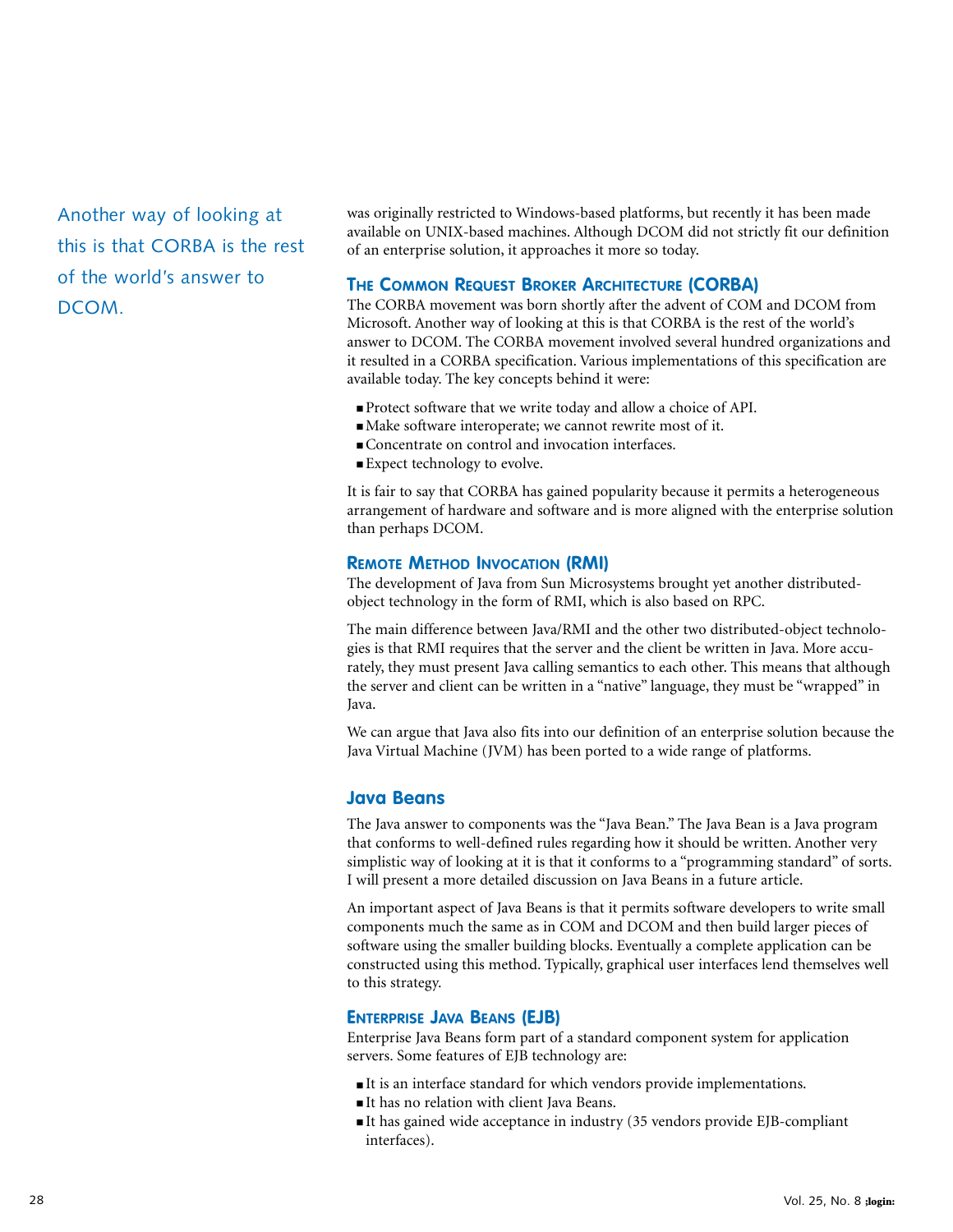was originally restricted to Windows-based platforms, but recently it has been made available on UNIX-based machines. Although DCOM did not strictly fit our definition of an enterprise solution, it approaches it more so today.

### The Common Request Broker Architecture (CORBA)

The CORBA movement was born shortly after the advent of COM and DCOM from Microsoft. Another way of looking at this is that CORBA is the rest of the world's answer to DCOM. The CORBA movement involved several hundred organizations and it resulted in a CORBA specification. Various implementations of this specification are available today. The key concepts behind it were:

- Protect software that we write today and allow a choice of API.
- Make software interoperate; we cannot rewrite most of it.
- Concentrate on control and invocation interfaces.
- Expect technology to evolve.

It is fair to say that CORBA has gained popularity because it permits a heterogeneous arrangement of hardware and software and is more aligned with the enterprise solution than perhaps DCOM.

### Remote Method Invocation (RMI)

The development of Java from Sun Microsystems brought yet another distributed-object technology in the form of RMI, which is also based on RPC.

The main difference between Java/RMI and the other two distributed-object technologies is that RMI requires that the server and the client be written in Java. More accurately, they must present Java calling semantics to each other. This means that although the server and client can be written in a "native" language, they must be "wrapped" in Java.

We can argue that Java also fits into our definition of an enterprise solution because the Java Virtual Machine (JVM) has been ported to a wide range of platforms.

## Java Beans

The Java answer to components was the "Java Bean." The Java Bean is a Java program that conforms to well-defined rules regarding how it should be written. Another very simplistic way of looking at it is that it conforms to a "programming standard" of sorts. I will present a more detailed discussion on Java Beans in a future article.

An important aspect of Java Beans is that it permits software developers to write small components much the same as in COM and DCOM and then build larger pieces of software using the smaller building blocks. Eventually a complete application can be constructed using this method. Typically, graphical user interfaces lend themselves well to this strategy.

### Enterprise Java Beans (EJB)

Enterprise Java Beans form part of a standard component system for application servers. Some features of EJB technology are:

- It is an interface standard for which vendors provide implementations.
- It has no relation with client Java Beans.
- It has gained wide acceptance in industry (35 vendors provide EJB-compliant interfaces).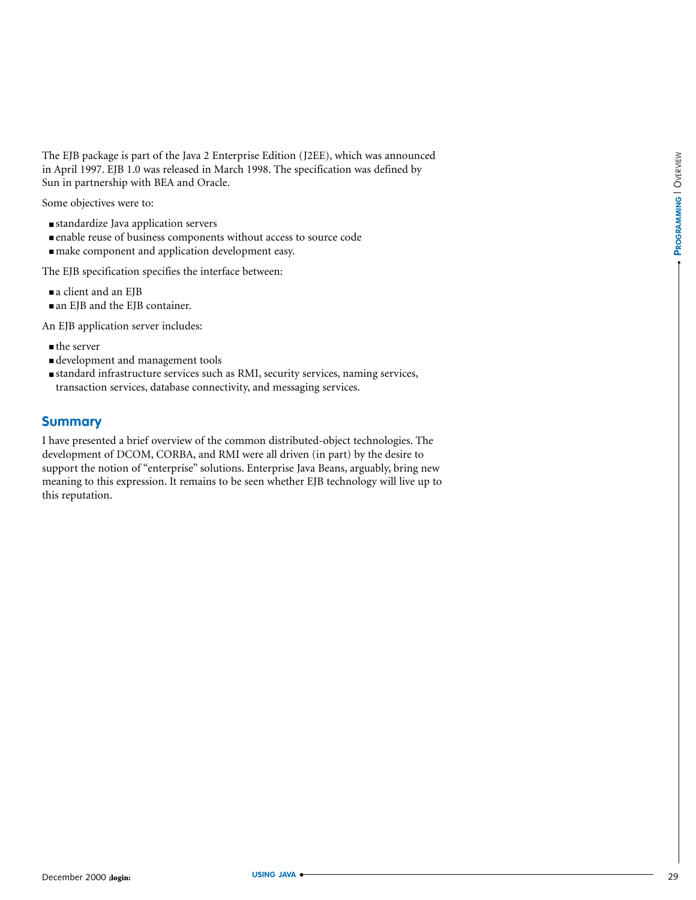The EJB package is part of the Java 2 Enterprise Edition (J2EE), which was announced in April 1997. EJB 1.0 was released in March 1998. The specification was defined by Sun in partnership with BEA and Oracle.

Some objectives were to:

- standardize Java application servers
- enable reuse of business components without access to source code
- make component and application development easy.

The EJB specification specifies the interface between:

- a client and an EJB
- an EJB and the EJB container.

An EJB application server includes:

- the server
- development and management tools
- standard infrastructure services such as RMI, security services, naming services, transaction services, database connectivity, and messaging services.

## Summary

I have presented a brief overview of the common distributed-object technologies. The development of DCOM, CORBA, and RMI were all driven (in part) by the desire to support the notion of "enterprise" solutions. Enterprise Java Beans, arguably, bring new meaning to this expression. It remains to be seen whether EJB technology will live up to this reputation.